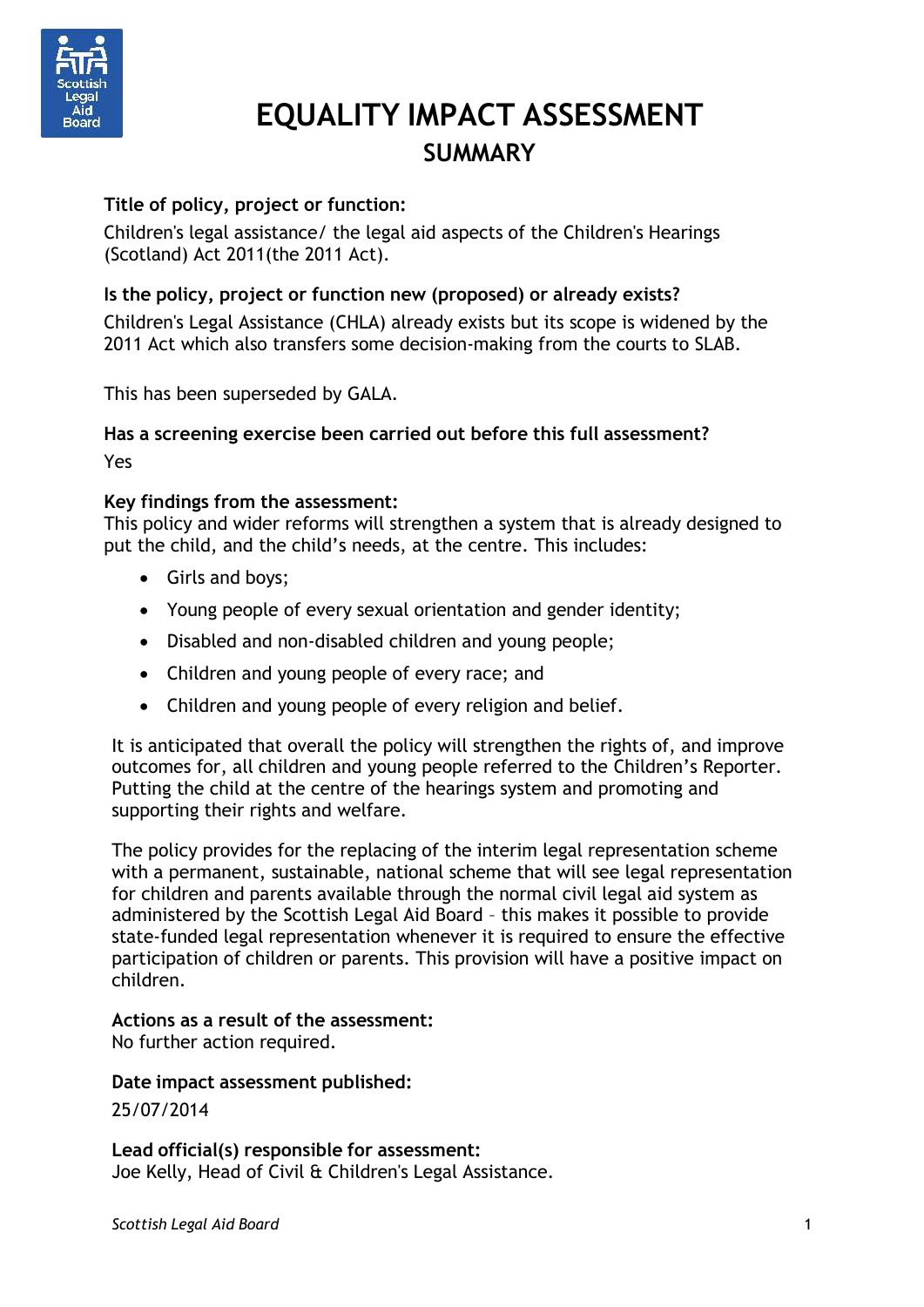# EQUALITY IMPACT ASSESSMENT

## SUMMARY

**Title of policy, project or function:**

Children's legal assistance/ the legal aid aspects of the Children's Hearings (Scotland) Act 2011(the 2011 Act).

**Is the policy, project or function new (proposed) or already exists?**

Children's Legal Assistance (CHLA) already exists but its scope is widened by the 2011 Act which also transfers some decision-making from the courts to SLAB.

This has been superseded by GALA.

**Has a screening exercise been carried out before this full assessment?**

Yes

**Key findings from the assessment:**

This policy and wider reforms will strengthen a system that is already designed to put the child, and the child's needs, at the centre. This includes:

- Girls and boys;
- Young people of every sexual orientation and gender identity;
- Disabled and non-disabled children and young people;
- Children and young people of every race; and
- Children and young people of every religion and belief.

It is anticipated that overall the policy will strengthen the rights of, and improve outcomes for, all children and young people referred to the Children's Reporter. Putting the child at the centre of the hearings system and promoting and supporting their rights and welfare.

The policy provides for the replacing of the interim legal representation scheme with a permanent, sustainable, national scheme that will see legal representation for children and parents available through the normal civil legal aid system as administered by the Scottish Legal Aid Board – this makes it possible to provide state-funded legal representation whenever it is required to ensure the effective participation of children or parents. This provision will have a positive impact on children.

**Actions as a result of the assessment:**

No further action required.

**Date impact assessment published:**

25/07/2014

**Lead official(s) responsible for assessment:**

Joe Kelly, Head of Civil & Children's Legal Assistance.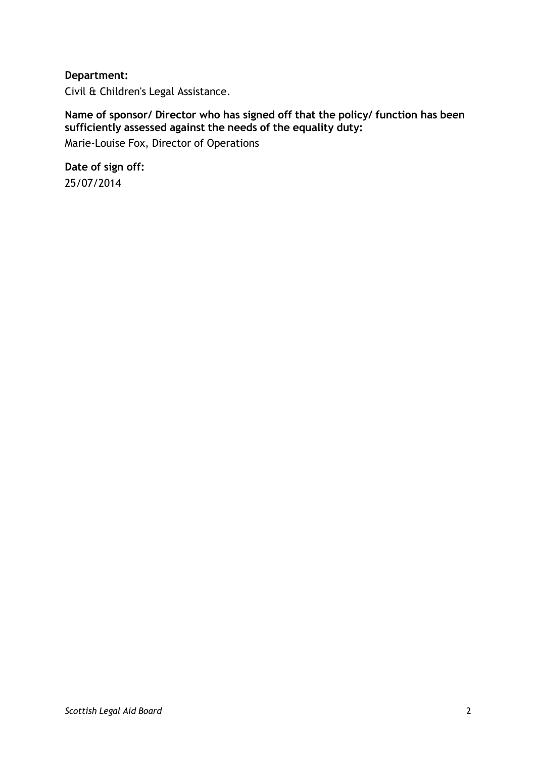**Department:**

Civil & Children's Legal Assistance.

**Name of sponsor/ Director who has signed off that the policy/ function has been sufficiently assessed against the needs of the equality duty:**

Marie-Louise Fox, Director of Operations

**Date of sign off:**

25/07/2014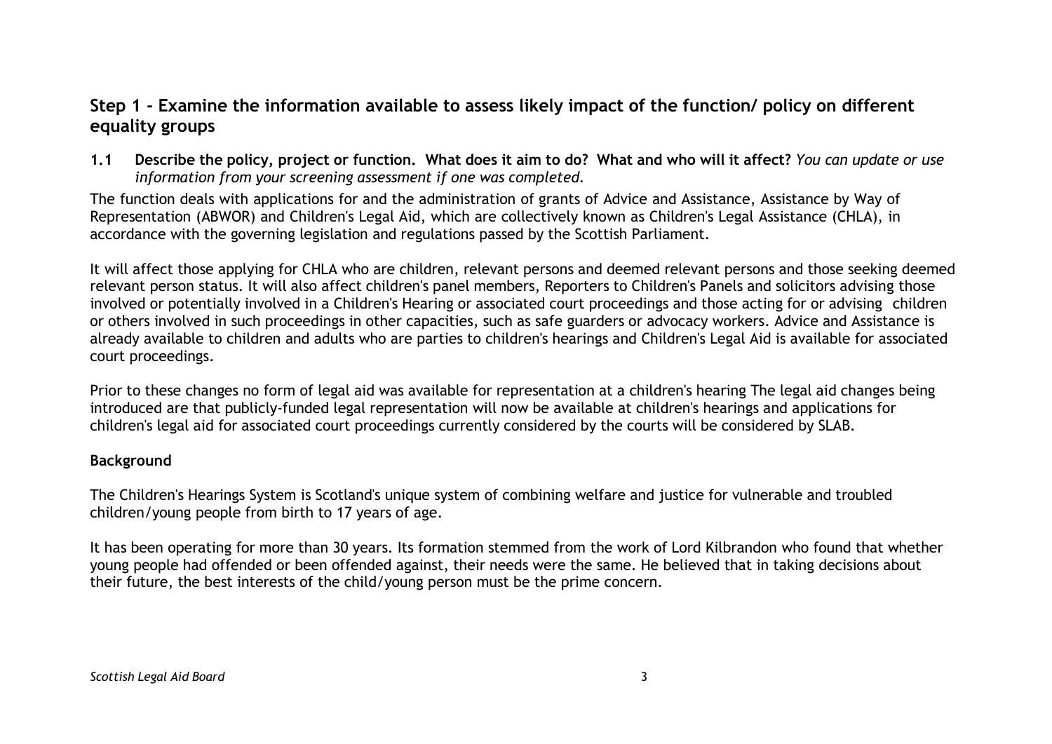## Step 1 - Examine the information available to assess likely impact of the function/ policy on different equality groups

**1.1 Describe the policy, project or function. What does it aim to do? What and who will it affect?** *You can update or use information from your screening assessment if one was completed.*

The function deals with applications for and the administration of grants of Advice and Assistance, Assistance by Way of Representation (ABWOR) and Children's Legal Aid, which are collectively known as Children's Legal Assistance (CHLA), in accordance with the governing legislation and regulations passed by the Scottish Parliament.

It will affect those applying for CHLA who are children, relevant persons and deemed relevant persons and those seeking deemed relevant person status. It will also affect children's panel members, Reporters to Children's Panels and solicitors advising those involved or potentially involved in a Children's Hearing or associated court proceedings and those acting for or advising children or others involved in such proceedings in other capacities, such as safe guarders or advocacy workers. Advice and Assistance is already available to children and adults who are parties to children's hearings and Children's Legal Aid is available for associated court proceedings.

Prior to these changes no form of legal aid was available for representation at a children's hearing The legal aid changes being introduced are that publicly-funded legal representation will now be available at children's hearings and applications for children's legal aid for associated court proceedings currently considered by the courts will be considered by SLAB.

**Background**

The Children's Hearings System is Scotland's unique system of combining welfare and justice for vulnerable and troubled children/young people from birth to 17 years of age.

It has been operating for more than 30 years. Its formation stemmed from the work of Lord Kilbrandon who found that whether young people had offended or been offended against, their needs were the same. He believed that in taking decisions about their future, the best interests of the child/young person must be the prime concern.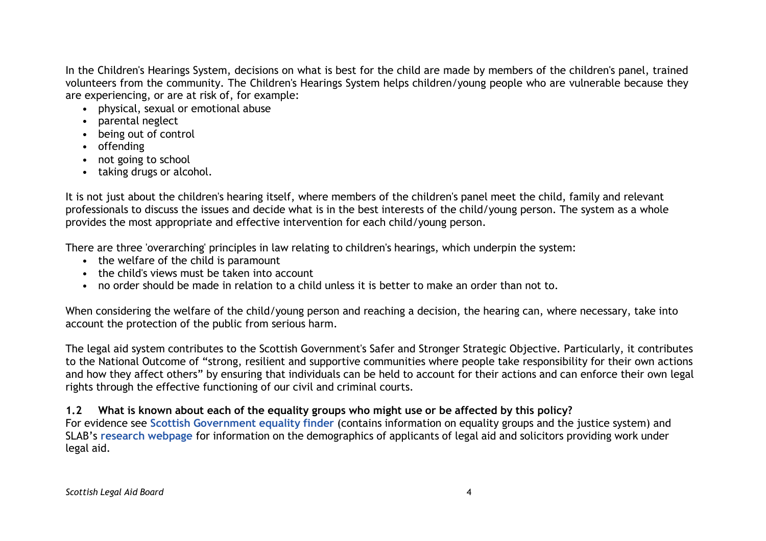In the Children's Hearings System, decisions on what is best for the child are made by members of the children's panel, trained volunteers from the community. The Children's Hearings System helps children/young people who are vulnerable because they are experiencing, or are at risk of, for example:

- physical, sexual or emotional abuse
- parental neglect
- being out of control
- offending
- not going to school
- taking drugs or alcohol.

It is not just about the children's hearing itself, where members of the children's panel meet the child, family and relevant professionals to discuss the issues and decide what is in the best interests of the child/young person. The system as a whole provides the most appropriate and effective intervention for each child/young person.

There are three 'overarching' principles in law relating to children's hearings, which underpin the system:

- the welfare of the child is paramount
- the child's views must be taken into account
- no order should be made in relation to a child unless it is better to make an order than not to.

When considering the welfare of the child/young person and reaching a decision, the hearing can, where necessary, take into account the protection of the public from serious harm.

The legal aid system contributes to the Scottish Government's Safer and Stronger Strategic Objective. Particularly, it contributes to the National Outcome of "strong, resilient and supportive communities where people take responsibility for their own actions and how they affect others" by ensuring that individuals can be held to account for their actions and can enforce their own legal rights through the effective functioning of our civil and criminal courts.

### 1.2 What is known about each of the equality groups who might use or be affected by this policy?

For evidence see **Scottish Government equality finder** (contains information on equality groups and the justice system) and SLAB's **research webpage** for information on the demographics of applicants of legal aid and solicitors providing work under legal aid.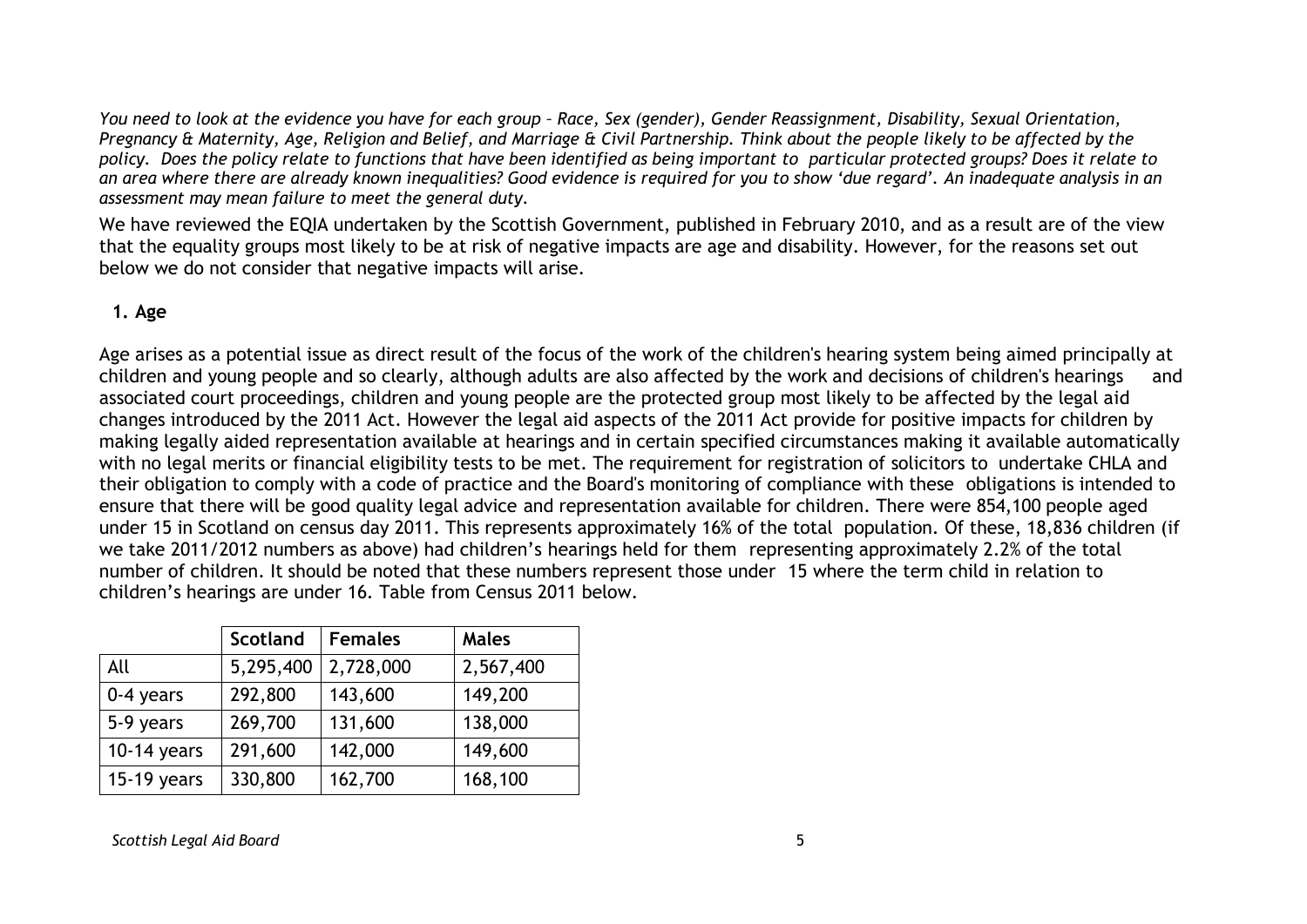*You need to look at the evidence you have for each group – Race, Sex (gender), Gender Reassignment, Disability, Sexual Orientation, Pregnancy & Maternity, Age, Religion and Belief, and Marriage & Civil Partnership. Think about the people likely to be affected by the policy. Does the policy relate to functions that have been identified as being important to particular protected groups? Does it relate to an area where there are already known inequalities? Good evidence is required for you to show 'due regard'. An inadequate analysis in an assessment may mean failure to meet the general duty.*

We have reviewed the EQIA undertaken by the Scottish Government, published in February 2010, and as a result are of the view that the equality groups most likely to be at risk of negative impacts are age and disability. However, for the reasons set out below we do not consider that negative impacts will arise.

**1. Age**

Age arises as a potential issue as direct result of the focus of the work of the children's hearing system being aimed principally at children and young people and so clearly, although adults are also affected by the work and decisions of children's hearings and associated court proceedings, children and young people are the protected group most likely to be affected by the legal aid changes introduced by the 2011 Act. However the legal aid aspects of the 2011 Act provide for positive impacts for children by making legally aided representation available at hearings and in certain specified circumstances making it available automatically with no legal merits or financial eligibility tests to be met. The requirement for registration of solicitors to undertake CHLA and their obligation to comply with a code of practice and the Board's monitoring of compliance with these obligations is intended to ensure that there will be good quality legal advice and representation available for children. There were 854,100 people aged under 15 in Scotland on census day 2011. This represents approximately 16% of the total population. Of these, 18,836 children (if we take 2011/2012 numbers as above) had children's hearings held for them representing approximately 2.2% of the total number of children. It should be noted that these numbers represent those under 15 where the term child in relation to children's hearings are under 16. Table from Census 2011 below.

| | Scotland | Females | Males |
|---|---|---|---|
| All | 5,295,400 | 2,728,000 | 2,567,400 |
| 0-4 years | 292,800 | 143,600 | 149,200 |
| 5-9 years | 269,700 | 131,600 | 138,000 |
| 10-14 years | 291,600 | 142,000 | 149,600 |
| 15-19 years | 330,800 | 162,700 | 168,100 |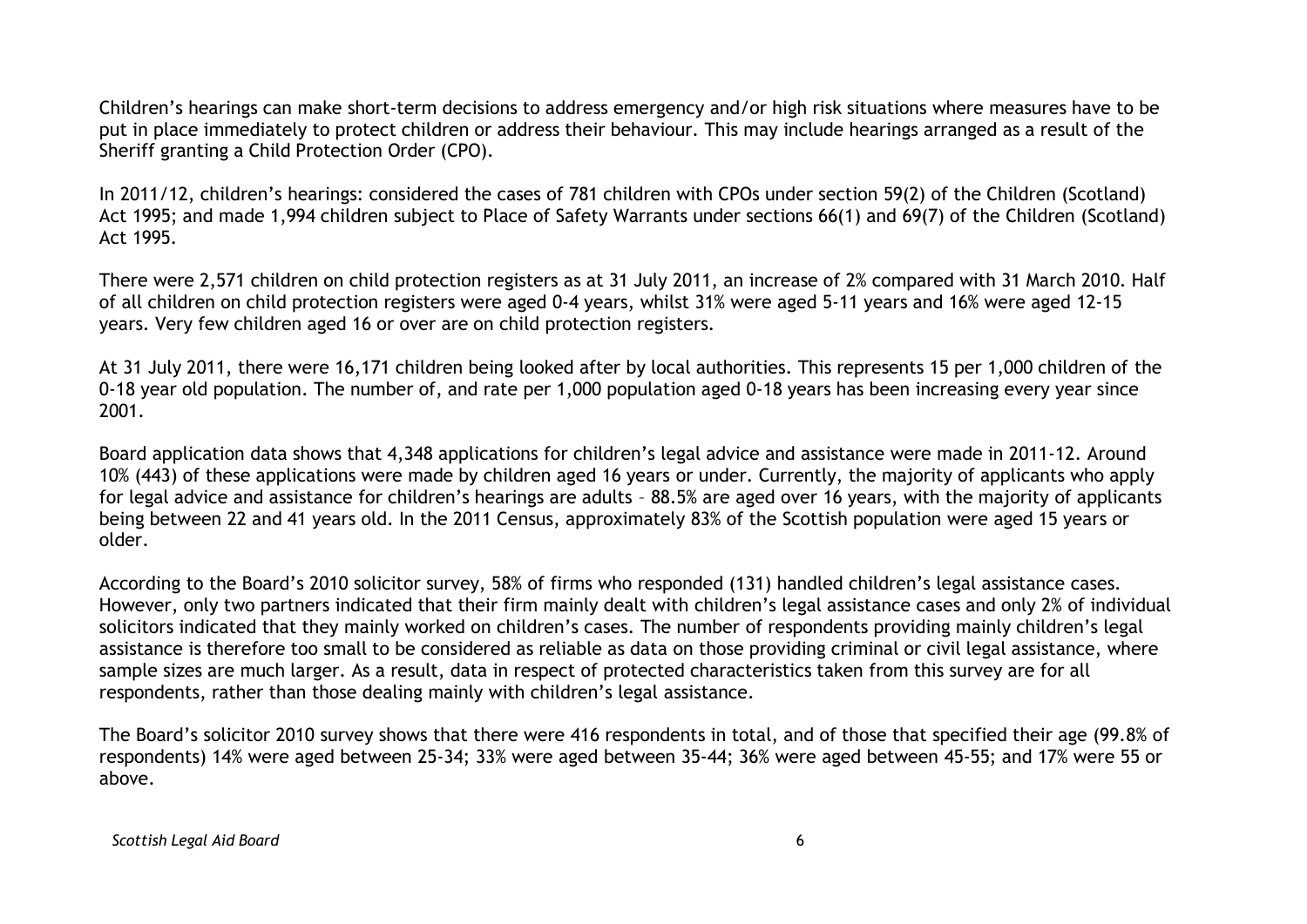Children's hearings can make short-term decisions to address emergency and/or high risk situations where measures have to be put in place immediately to protect children or address their behaviour. This may include hearings arranged as a result of the Sheriff granting a Child Protection Order (CPO).

In 2011/12, children's hearings: considered the cases of 781 children with CPOs under section 59(2) of the Children (Scotland) Act 1995; and made 1,994 children subject to Place of Safety Warrants under sections 66(1) and 69(7) of the Children (Scotland) Act 1995.

There were 2,571 children on child protection registers as at 31 July 2011, an increase of 2% compared with 31 March 2010. Half of all children on child protection registers were aged 0-4 years, whilst 31% were aged 5-11 years and 16% were aged 12-15 years. Very few children aged 16 or over are on child protection registers.

At 31 July 2011, there were 16,171 children being looked after by local authorities. This represents 15 per 1,000 children of the 0-18 year old population. The number of, and rate per 1,000 population aged 0-18 years has been increasing every year since 2001.

Board application data shows that 4,348 applications for children's legal advice and assistance were made in 2011-12. Around 10% (443) of these applications were made by children aged 16 years or under. Currently, the majority of applicants who apply for legal advice and assistance for children's hearings are adults – 88.5% are aged over 16 years, with the majority of applicants being between 22 and 41 years old. In the 2011 Census, approximately 83% of the Scottish population were aged 15 years or older.

According to the Board's 2010 solicitor survey, 58% of firms who responded (131) handled children's legal assistance cases. However, only two partners indicated that their firm mainly dealt with children's legal assistance cases and only 2% of individual solicitors indicated that they mainly worked on children's cases. The number of respondents providing mainly children's legal assistance is therefore too small to be considered as reliable as data on those providing criminal or civil legal assistance, where sample sizes are much larger. As a result, data in respect of protected characteristics taken from this survey are for all respondents, rather than those dealing mainly with children's legal assistance.

The Board's solicitor 2010 survey shows that there were 416 respondents in total, and of those that specified their age (99.8% of respondents) 14% were aged between 25-34; 33% were aged between 35-44; 36% were aged between 45-55; and 17% were 55 or above.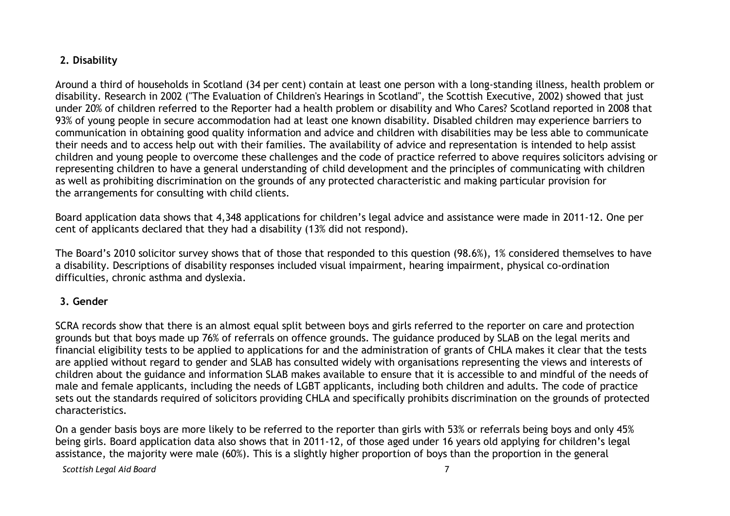## 2. Disability

Around a third of households in Scotland (34 per cent) contain at least one person with a long-standing illness, health problem or disability. Research in 2002 ("The Evaluation of Children's Hearings in Scotland", the Scottish Executive, 2002) showed that just under 20% of children referred to the Reporter had a health problem or disability and Who Cares? Scotland reported in 2008 that 93% of young people in secure accommodation had at least one known disability. Disabled children may experience barriers to communication in obtaining good quality information and advice and children with disabilities may be less able to communicate their needs and to access help out with their families. The availability of advice and representation is intended to help assist children and young people to overcome these challenges and the code of practice referred to above requires solicitors advising or representing children to have a general understanding of child development and the principles of communicating with children as well as prohibiting discrimination on the grounds of any protected characteristic and making particular provision for the arrangements for consulting with child clients.

Board application data shows that 4,348 applications for children's legal advice and assistance were made in 2011-12. One per cent of applicants declared that they had a disability (13% did not respond).

The Board's 2010 solicitor survey shows that of those that responded to this question (98.6%), 1% considered themselves to have a disability. Descriptions of disability responses included visual impairment, hearing impairment, physical co-ordination difficulties, chronic asthma and dyslexia.

## 3. Gender

SCRA records show that there is an almost equal split between boys and girls referred to the reporter on care and protection grounds but that boys made up 76% of referrals on offence grounds. The guidance produced by SLAB on the legal merits and financial eligibility tests to be applied to applications for and the administration of grants of CHLA makes it clear that the tests are applied without regard to gender and SLAB has consulted widely with organisations representing the views and interests of children about the guidance and information SLAB makes available to ensure that it is accessible to and mindful of the needs of male and female applicants, including the needs of LGBT applicants, including both children and adults. The code of practice sets out the standards required of solicitors providing CHLA and specifically prohibits discrimination on the grounds of protected characteristics.

On a gender basis boys are more likely to be referred to the reporter than girls with 53% or referrals being boys and only 45% being girls. Board application data also shows that in 2011-12, of those aged under 16 years old applying for children's legal assistance, the majority were male (60%). This is a slightly higher proportion of boys than the proportion in the general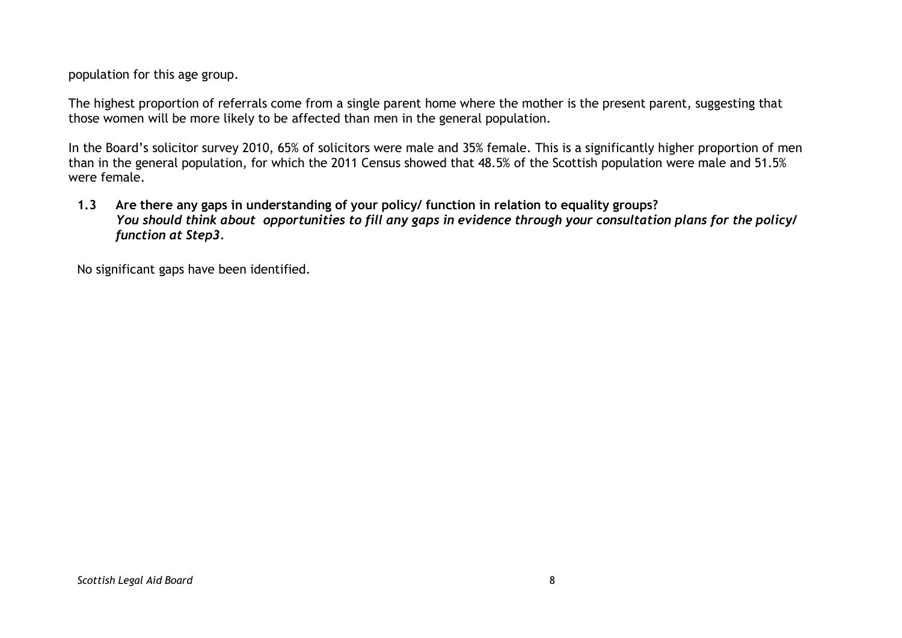population for this age group.

The highest proportion of referrals come from a single parent home where the mother is the present parent, suggesting that those women will be more likely to be affected than men in the general population.

In the Board's solicitor survey 2010, 65% of solicitors were male and 35% female. This is a significantly higher proportion of men than in the general population, for which the 2011 Census showed that 48.5% of the Scottish population were male and 51.5% were female.

**1.3 Are there any gaps in understanding of your policy/ function in relation to equality groups?**
***You should think about opportunities to fill any gaps in evidence through your consultation plans for the policy/ function at Step3.***

No significant gaps have been identified.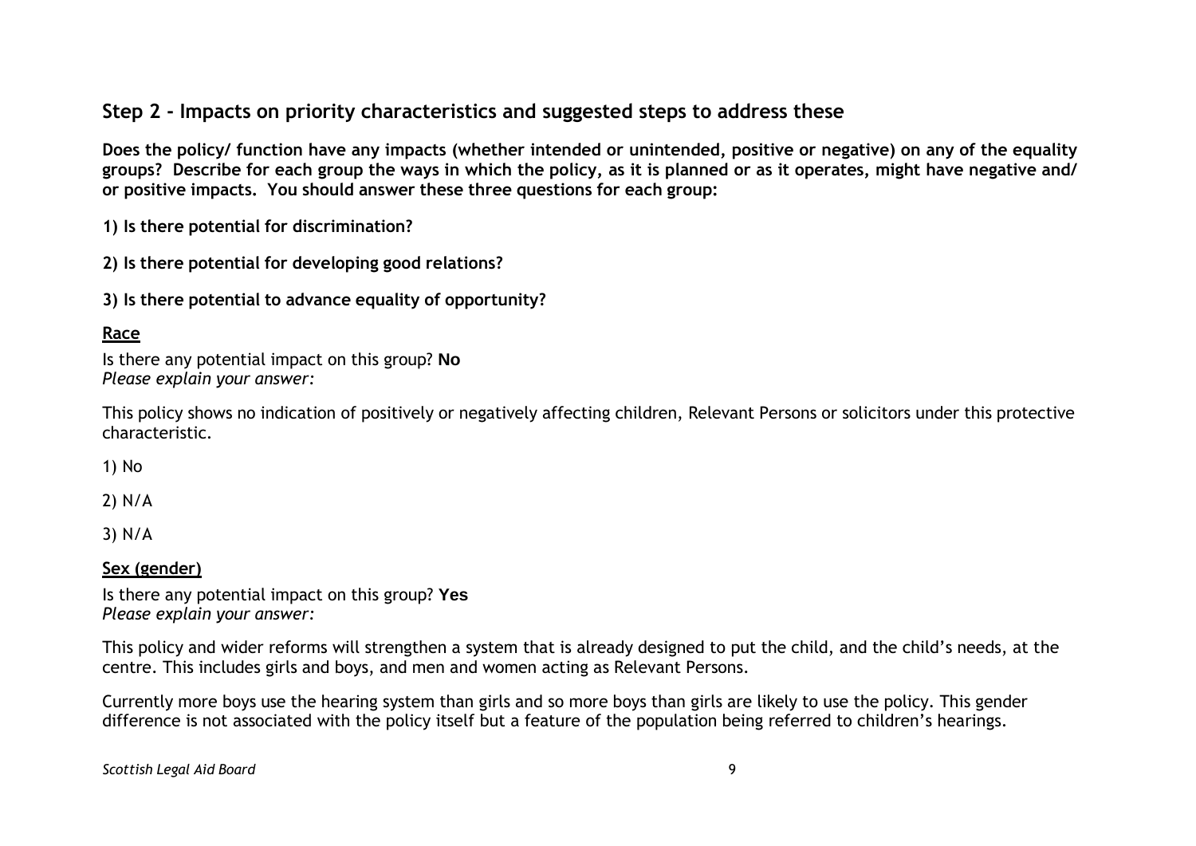## Step 2 - Impacts on priority characteristics and suggested steps to address these

**Does the policy/ function have any impacts (whether intended or unintended, positive or negative) on any of the equality groups? Describe for each group the ways in which the policy, as it is planned or as it operates, might have negative and/ or positive impacts. You should answer these three questions for each group:**

**1) Is there potential for discrimination?**

**2) Is there potential for developing good relations?**

**3) Is there potential to advance equality of opportunity?**

**Race**

Is there any potential impact on this group? **No**
*Please explain your answer:*

This policy shows no indication of positively or negatively affecting children, Relevant Persons or solicitors under this protective characteristic.

1) No

2) N/A

3) N/A

**Sex (gender)**

Is there any potential impact on this group? **Yes**
*Please explain your answer:*

This policy and wider reforms will strengthen a system that is already designed to put the child, and the child's needs, at the centre. This includes girls and boys, and men and women acting as Relevant Persons.

Currently more boys use the hearing system than girls and so more boys than girls are likely to use the policy. This gender difference is not associated with the policy itself but a feature of the population being referred to children's hearings.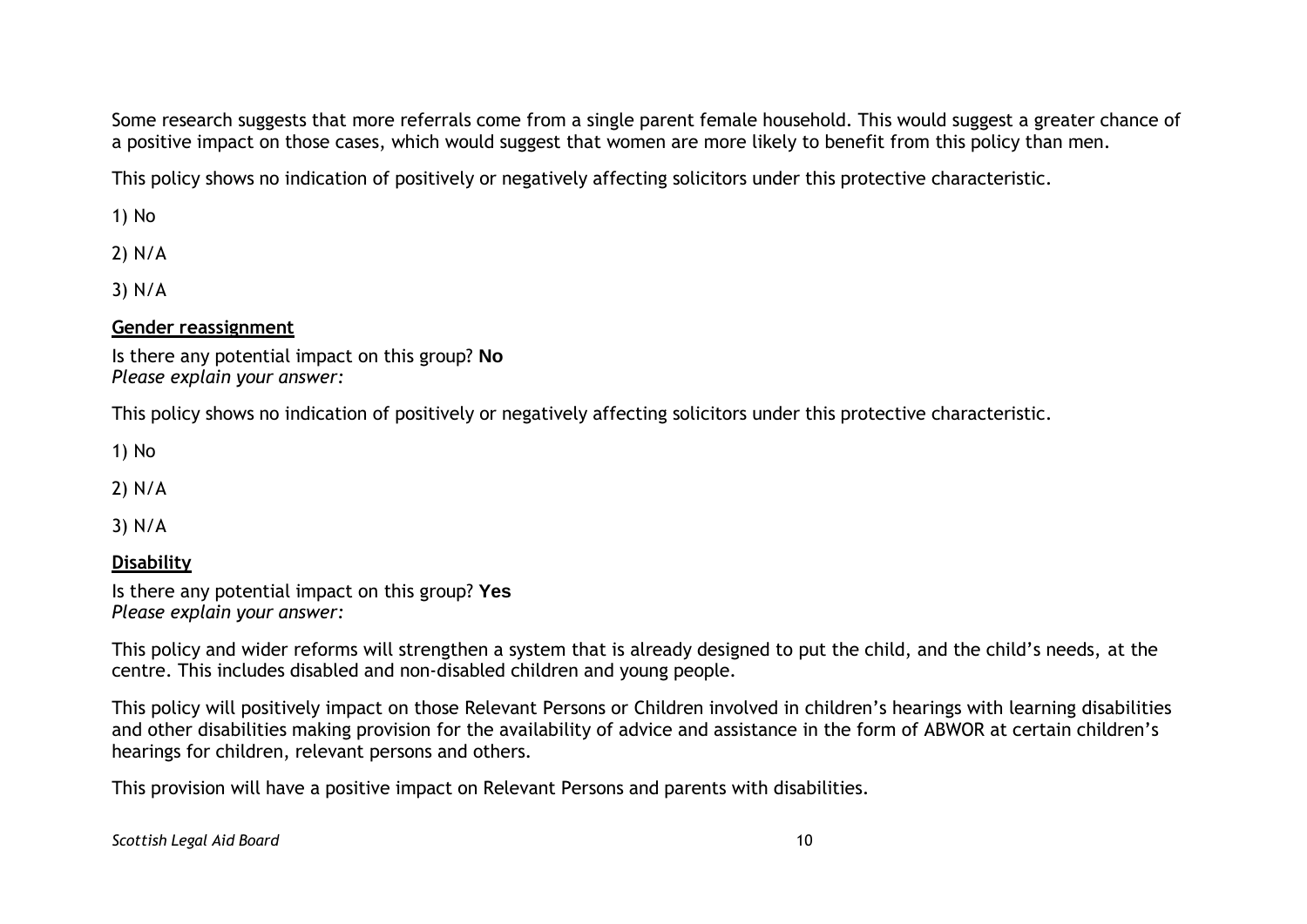Some research suggests that more referrals come from a single parent female household. This would suggest a greater chance of a positive impact on those cases, which would suggest that women are more likely to benefit from this policy than men.

This policy shows no indication of positively or negatively affecting solicitors under this protective characteristic.

1) No

2) N/A

3) N/A

**Gender reassignment**

Is there any potential impact on this group? **No**
*Please explain your answer:*

This policy shows no indication of positively or negatively affecting solicitors under this protective characteristic.

1) No

2) N/A

3) N/A

**Disability**

Is there any potential impact on this group? **Yes**
*Please explain your answer:*

This policy and wider reforms will strengthen a system that is already designed to put the child, and the child's needs, at the centre. This includes disabled and non-disabled children and young people.

This policy will positively impact on those Relevant Persons or Children involved in children's hearings with learning disabilities and other disabilities making provision for the availability of advice and assistance in the form of ABWOR at certain children's hearings for children, relevant persons and others.

This provision will have a positive impact on Relevant Persons and parents with disabilities.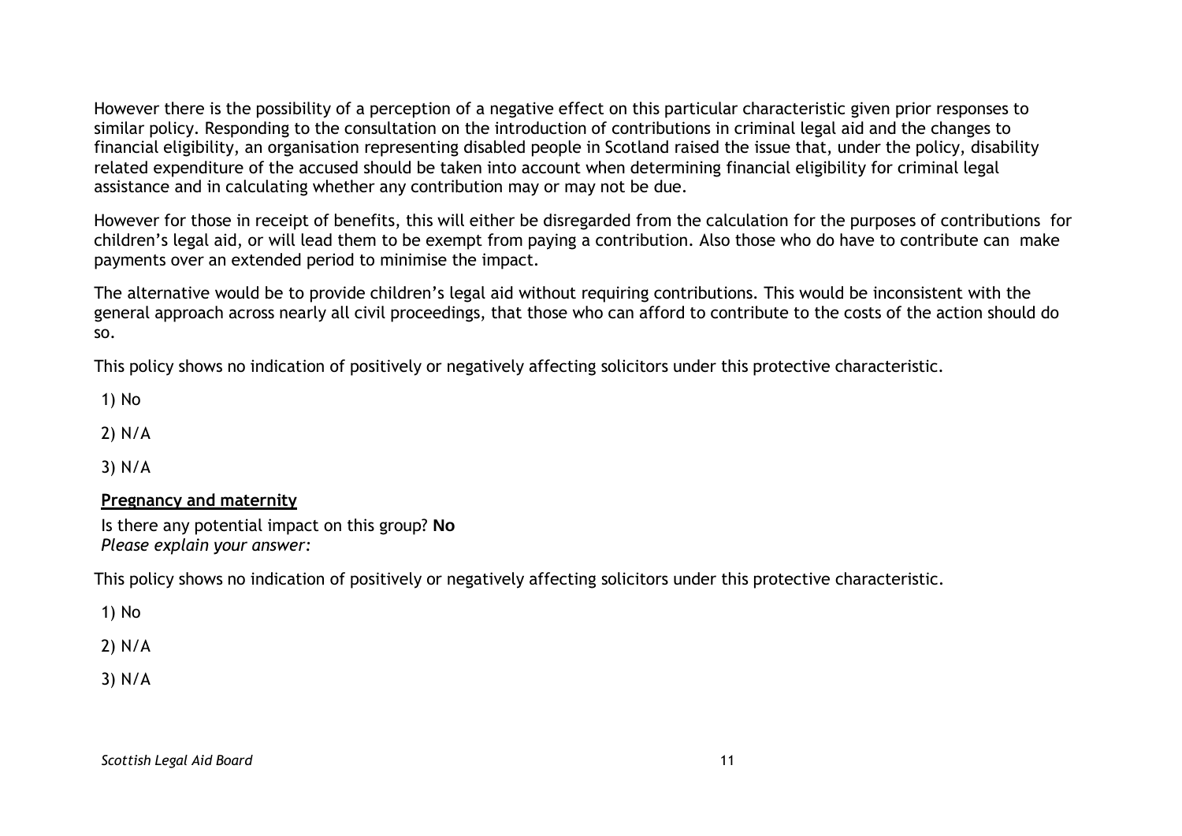However there is the possibility of a perception of a negative effect on this particular characteristic given prior responses to similar policy. Responding to the consultation on the introduction of contributions in criminal legal aid and the changes to financial eligibility, an organisation representing disabled people in Scotland raised the issue that, under the policy, disability related expenditure of the accused should be taken into account when determining financial eligibility for criminal legal assistance and in calculating whether any contribution may or may not be due.

However for those in receipt of benefits, this will either be disregarded from the calculation for the purposes of contributions for children's legal aid, or will lead them to be exempt from paying a contribution. Also those who do have to contribute can make payments over an extended period to minimise the impact.

The alternative would be to provide children's legal aid without requiring contributions. This would be inconsistent with the general approach across nearly all civil proceedings, that those who can afford to contribute to the costs of the action should do so.

This policy shows no indication of positively or negatively affecting solicitors under this protective characteristic.

1) No

2) N/A

3) N/A

**Pregnancy and maternity**

Is there any potential impact on this group? **No**
*Please explain your answer:*

This policy shows no indication of positively or negatively affecting solicitors under this protective characteristic.

1) No

2) N/A

3) N/A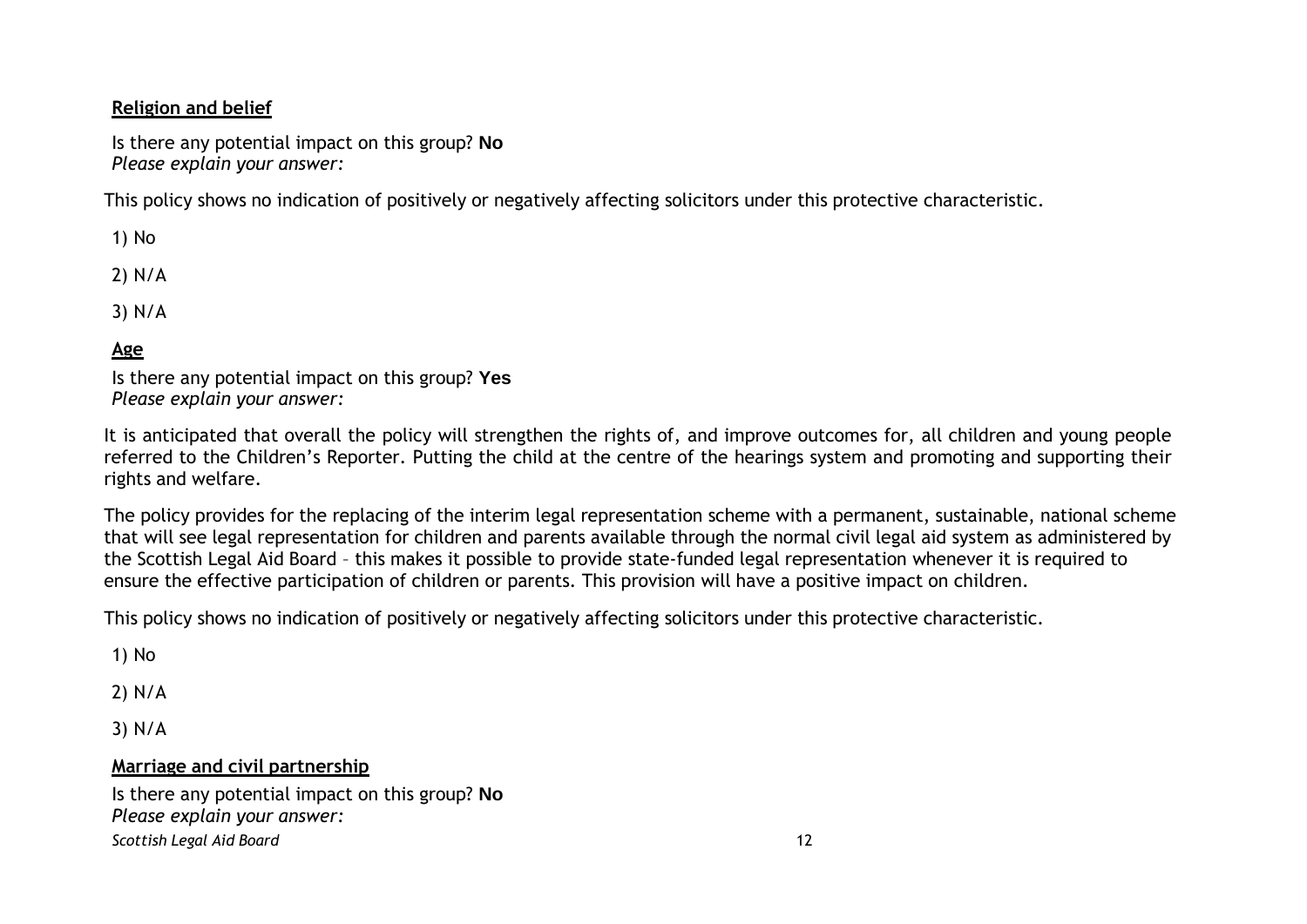**Religion and belief**

Is there any potential impact on this group? **No**
*Please explain your answer:*

This policy shows no indication of positively or negatively affecting solicitors under this protective characteristic.

1) No

2) N/A

3) N/A

**Age**

Is there any potential impact on this group? **Yes**
*Please explain your answer:*

It is anticipated that overall the policy will strengthen the rights of, and improve outcomes for, all children and young people referred to the Children's Reporter. Putting the child at the centre of the hearings system and promoting and supporting their rights and welfare.

The policy provides for the replacing of the interim legal representation scheme with a permanent, sustainable, national scheme that will see legal representation for children and parents available through the normal civil legal aid system as administered by the Scottish Legal Aid Board – this makes it possible to provide state-funded legal representation whenever it is required to ensure the effective participation of children or parents. This provision will have a positive impact on children.

This policy shows no indication of positively or negatively affecting solicitors under this protective characteristic.

1) No

2) N/A

3) N/A

**Marriage and civil partnership**

Is there any potential impact on this group? **No**
*Please explain your answer:*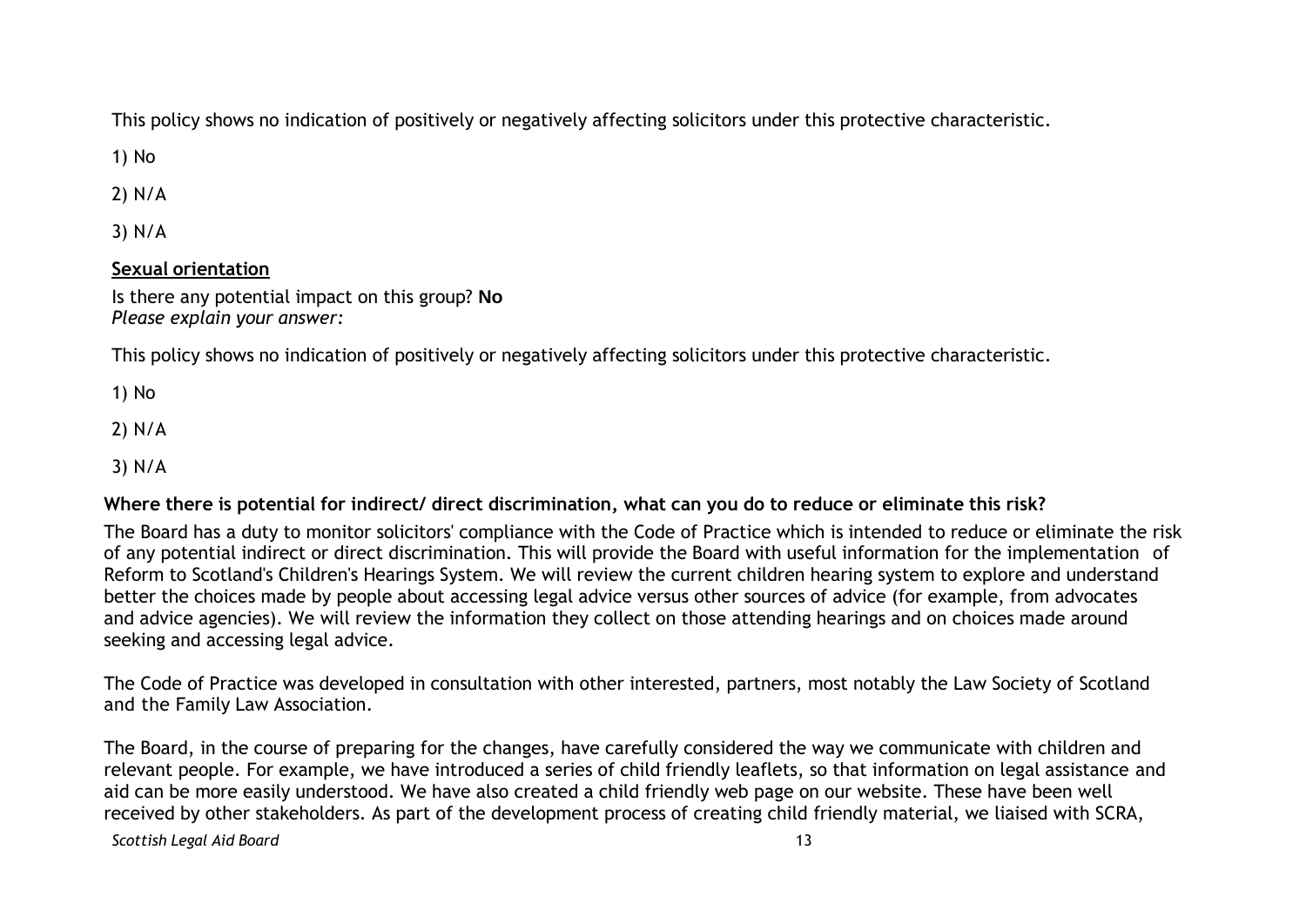This policy shows no indication of positively or negatively affecting solicitors under this protective characteristic.

1) No

2) N/A

3) N/A

**Sexual orientation**

Is there any potential impact on this group? **No**
*Please explain your answer:*

This policy shows no indication of positively or negatively affecting solicitors under this protective characteristic.

1) No

2) N/A

3) N/A

**Where there is potential for indirect/ direct discrimination, what can you do to reduce or eliminate this risk?**

The Board has a duty to monitor solicitors' compliance with the Code of Practice which is intended to reduce or eliminate the risk of any potential indirect or direct discrimination. This will provide the Board with useful information for the implementation of Reform to Scotland's Children's Hearings System. We will review the current children hearing system to explore and understand better the choices made by people about accessing legal advice versus other sources of advice (for example, from advocates and advice agencies). We will review the information they collect on those attending hearings and on choices made around seeking and accessing legal advice.

The Code of Practice was developed in consultation with other interested, partners, most notably the Law Society of Scotland and the Family Law Association.

The Board, in the course of preparing for the changes, have carefully considered the way we communicate with children and relevant people. For example, we have introduced a series of child friendly leaflets, so that information on legal assistance and aid can be more easily understood. We have also created a child friendly web page on our website. These have been well received by other stakeholders. As part of the development process of creating child friendly material, we liaised with SCRA,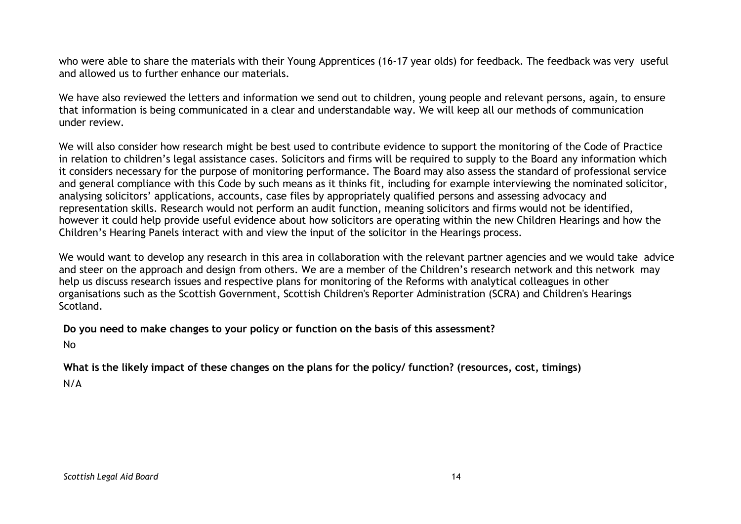who were able to share the materials with their Young Apprentices (16-17 year olds) for feedback. The feedback was very useful and allowed us to further enhance our materials.

We have also reviewed the letters and information we send out to children, young people and relevant persons, again, to ensure that information is being communicated in a clear and understandable way. We will keep all our methods of communication under review.

We will also consider how research might be best used to contribute evidence to support the monitoring of the Code of Practice in relation to children's legal assistance cases. Solicitors and firms will be required to supply to the Board any information which it considers necessary for the purpose of monitoring performance. The Board may also assess the standard of professional service and general compliance with this Code by such means as it thinks fit, including for example interviewing the nominated solicitor, analysing solicitors' applications, accounts, case files by appropriately qualified persons and assessing advocacy and representation skills. Research would not perform an audit function, meaning solicitors and firms would not be identified, however it could help provide useful evidence about how solicitors are operating within the new Children Hearings and how the Children's Hearing Panels interact with and view the input of the solicitor in the Hearings process.

We would want to develop any research in this area in collaboration with the relevant partner agencies and we would take advice and steer on the approach and design from others. We are a member of the Children's research network and this network may help us discuss research issues and respective plans for monitoring of the Reforms with analytical colleagues in other organisations such as the Scottish Government, Scottish Children's Reporter Administration (SCRA) and Children's Hearings Scotland.

**Do you need to make changes to your policy or function on the basis of this assessment?**

No

**What is the likely impact of these changes on the plans for the policy/ function? (resources, cost, timings)**

N/A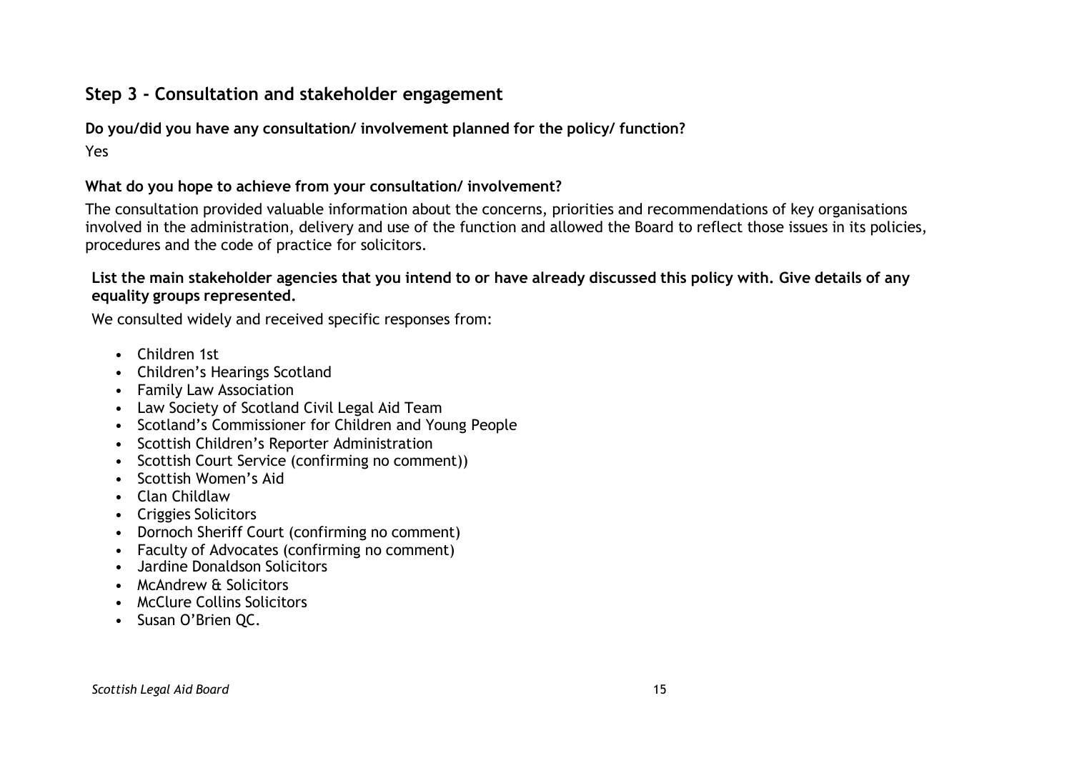## Step 3 - Consultation and stakeholder engagement

**Do you/did you have any consultation/ involvement planned for the policy/ function?**

Yes

**What do you hope to achieve from your consultation/ involvement?**

The consultation provided valuable information about the concerns, priorities and recommendations of key organisations involved in the administration, delivery and use of the function and allowed the Board to reflect those issues in its policies, procedures and the code of practice for solicitors.

**List the main stakeholder agencies that you intend to or have already discussed this policy with. Give details of any equality groups represented.**

We consulted widely and received specific responses from:

- Children 1st
- Children's Hearings Scotland
- Family Law Association
- Law Society of Scotland Civil Legal Aid Team
- Scotland's Commissioner for Children and Young People
- Scottish Children's Reporter Administration
- Scottish Court Service (confirming no comment))
- Scottish Women's Aid
- Clan Childlaw
- Criggies Solicitors
- Dornoch Sheriff Court (confirming no comment)
- Faculty of Advocates (confirming no comment)
- Jardine Donaldson Solicitors
- McAndrew & Solicitors
- McClure Collins Solicitors
- Susan O'Brien QC.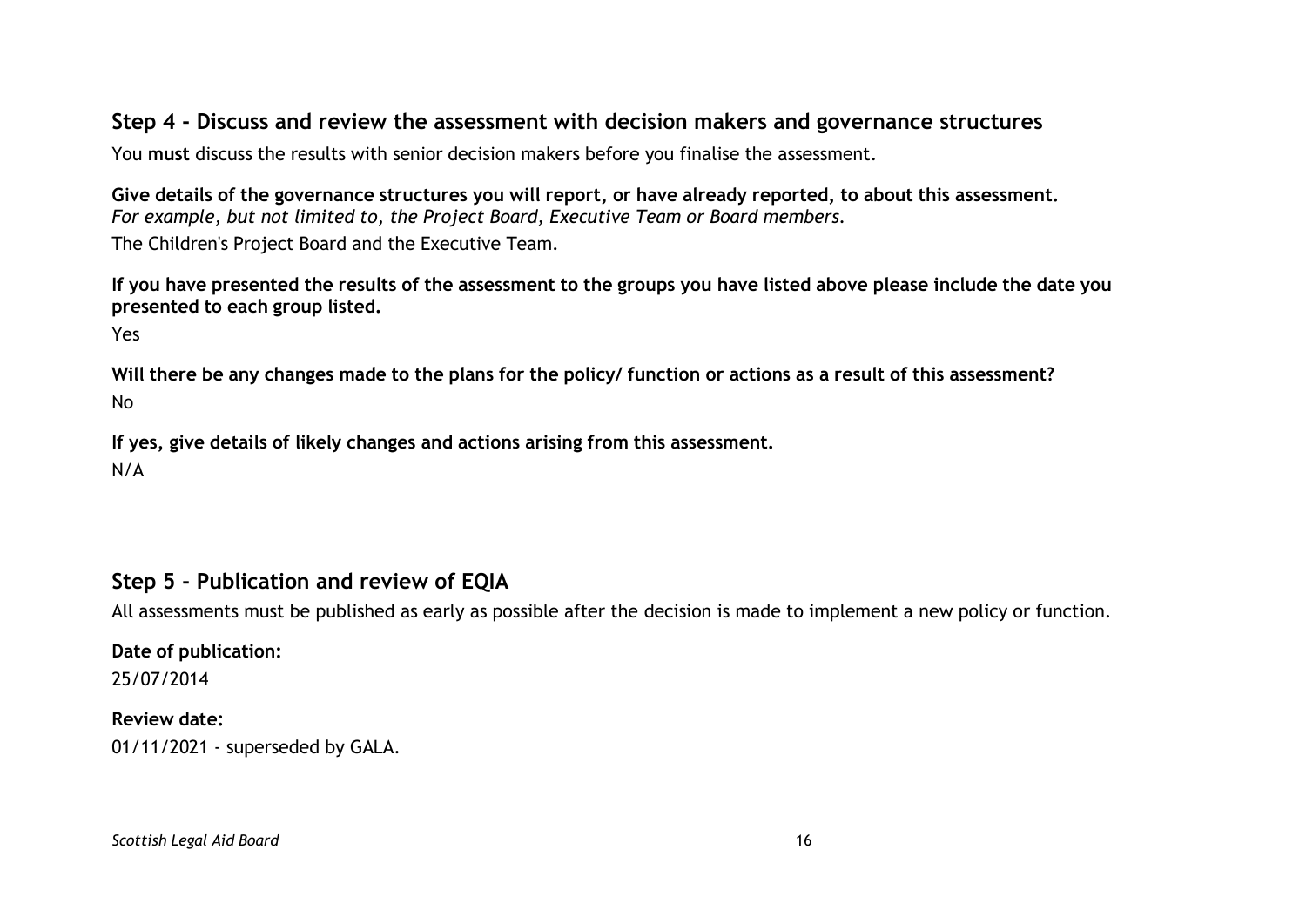## Step 4 - Discuss and review the assessment with decision makers and governance structures

You **must** discuss the results with senior decision makers before you finalise the assessment.

**Give details of the governance structures you will report, or have already reported, to about this assessment.**
*For example, but not limited to, the Project Board, Executive Team or Board members.*

The Children's Project Board and the Executive Team.

**If you have presented the results of the assessment to the groups you have listed above please include the date you presented to each group listed.**

Yes

**Will there be any changes made to the plans for the policy/ function or actions as a result of this assessment?**

No

**If yes, give details of likely changes and actions arising from this assessment.**

N/A

## Step 5 - Publication and review of EQIA

All assessments must be published as early as possible after the decision is made to implement a new policy or function.

**Date of publication:**

25/07/2014

**Review date:**

01/11/2021 - superseded by GALA.